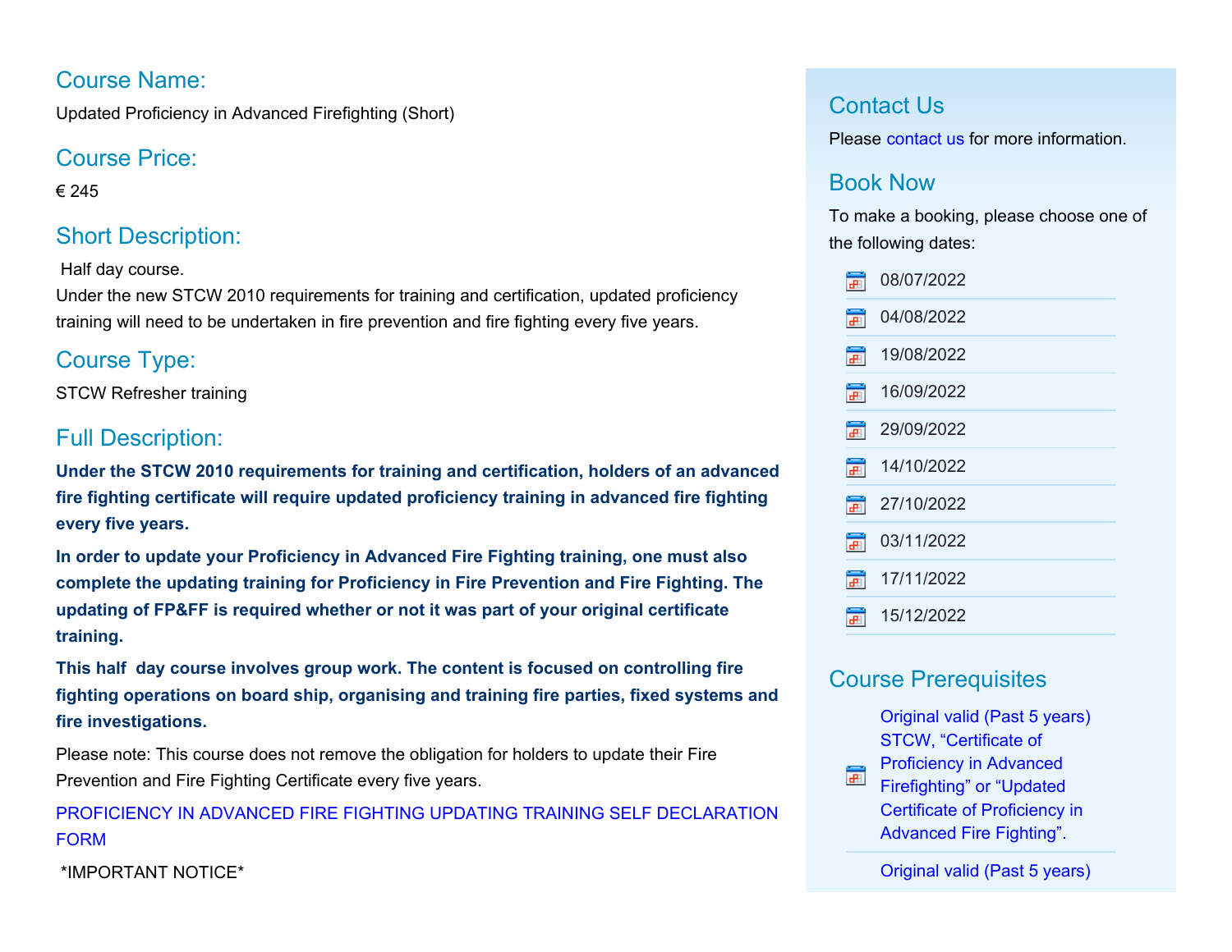## Course Name:

Updated Proficiency in Advanced Firefighting (Short)

## Course Price:

€ 245

## Short Description:

Half day course.
Under the new STCW 2010 requirements for training and certification, updated proficiency training will need to be undertaken in fire prevention and fire fighting every five years.

## Course Type:

STCW Refresher training

## Full Description:

**Under the STCW 2010 requirements for training and certification, holders of an advanced fire fighting certificate will require updated proficiency training in advanced fire fighting every five years.**

**In order to update your Proficiency in Advanced Fire Fighting training, one must also complete the updating training for Proficiency in Fire Prevention and Fire Fighting. The updating of FP&FF is required whether or not it was part of your original certificate training.**

**This half day course involves group work. The content is focused on controlling fire fighting operations on board ship, organising and training fire parties, fixed systems and fire investigations.**

Please note: This course does not remove the obligation for holders to update their Fire Prevention and Fire Fighting Certificate every five years.

PROFICIENCY IN ADVANCED FIRE FIGHTING UPDATING TRAINING SELF DECLARATION FORM

*IMPORTANT NOTICE*

## Contact Us

Please contact us for more information.

## Book Now

To make a booking, please choose one of the following dates:

- 08/07/2022
- 04/08/2022
- 19/08/2022
- 16/09/2022
- 29/09/2022
- 14/10/2022
- 27/10/2022
- 03/11/2022
- 17/11/2022
- 15/12/2022

## Course Prerequisites

- Original valid (Past 5 years) STCW, “Certificate of Proficiency in Advanced Firefighting” or “Updated Certificate of Proficiency in Advanced Fire Fighting”.
- Original valid (Past 5 years)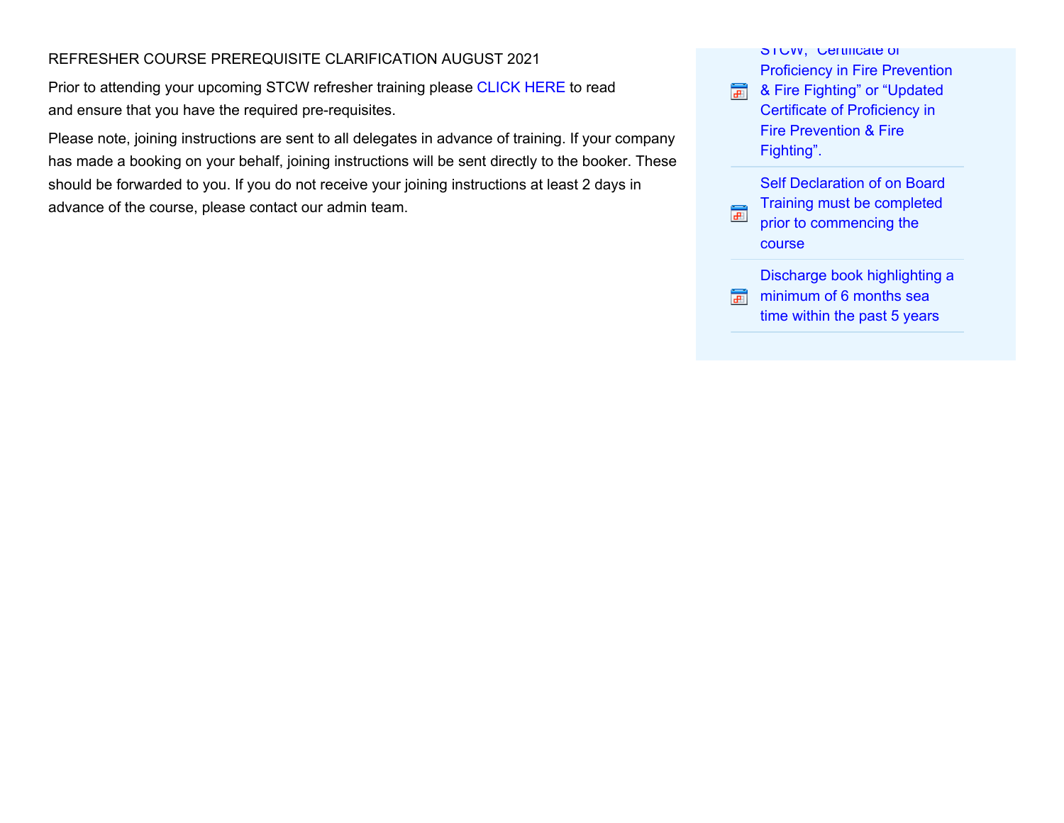REFRESHER COURSE PREREQUISITE CLARIFICATION AUGUST 2021

Prior to attending your upcoming STCW refresher training please CLICK HERE to read and ensure that you have the required pre-requisites.

Please note, joining instructions are sent to all delegates in advance of training. If your company has made a booking on your behalf, joining instructions will be sent directly to the booker. These should be forwarded to you. If you do not receive your joining instructions at least 2 days in advance of the course, please contact our admin team.

STCW, "Certificate of Proficiency in Fire Prevention & Fire Fighting" or "Updated Certificate of Proficiency in Fire Prevention & Fire Fighting".

Self Declaration of on Board Training must be completed prior to commencing the course

Discharge book highlighting a minimum of 6 months sea time within the past 5 years